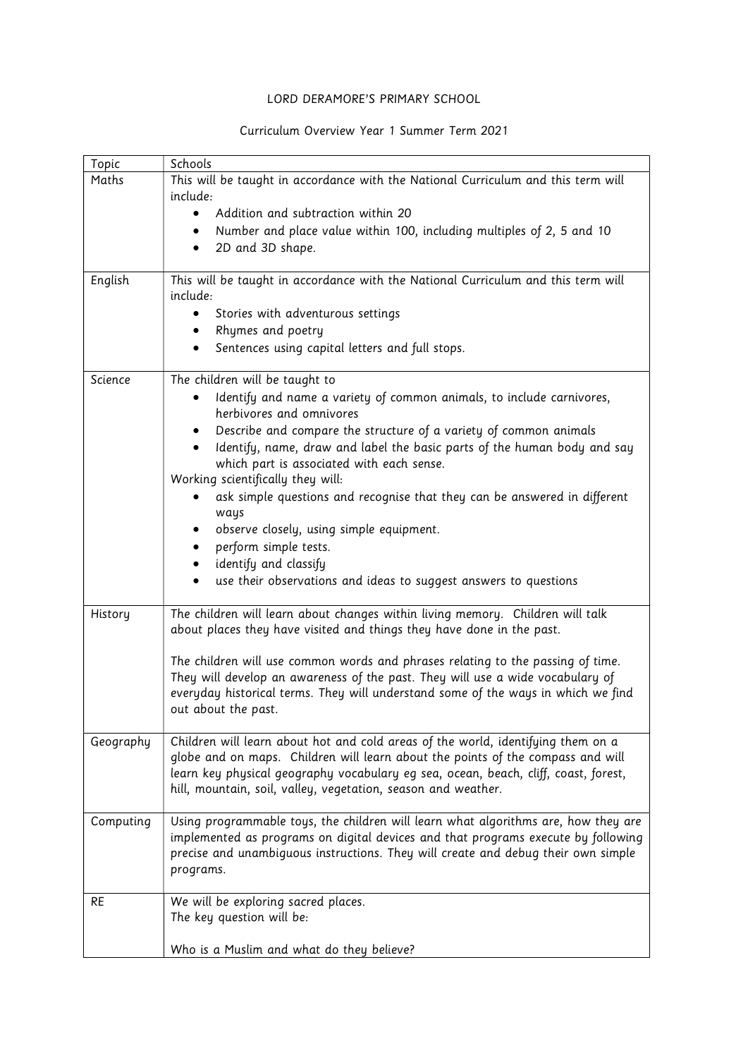LORD DERAMORE'S PRIMARY SCHOOL

Curriculum Overview Year 1 Summer Term 2021

| Topic | Schools |
| --- | --- |
| Maths | This will be taught in accordance with the National Curriculum and this term will include:<br>• Addition and subtraction within 20<br>• Number and place value within 100, including multiples of 2, 5 and 10<br>• 2D and 3D shape. |
| English | This will be taught in accordance with the National Curriculum and this term will include:<br>• Stories with adventurous settings<br>• Rhymes and poetry<br>• Sentences using capital letters and full stops. |
| Science | The children will be taught to<br>• Identify and name a variety of common animals, to include carnivores, herbivores and omnivores<br>• Describe and compare the structure of a variety of common animals<br>• Identify, name, draw and label the basic parts of the human body and say which part is associated with each sense.<br>Working scientifically they will:<br>• ask simple questions and recognise that they can be answered in different ways<br>• observe closely, using simple equipment.<br>• perform simple tests.<br>• identify and classify<br>• use their observations and ideas to suggest answers to questions |
| History | The children will learn about changes within living memory. Children will talk about places they have visited and things they have done in the past.<br><br>The children will use common words and phrases relating to the passing of time. They will develop an awareness of the past. They will use a wide vocabulary of everyday historical terms. They will understand some of the ways in which we find out about the past. |
| Geography | Children will learn about hot and cold areas of the world, identifying them on a globe and on maps. Children will learn about the points of the compass and will learn key physical geography vocabulary eg sea, ocean, beach, cliff, coast, forest, hill, mountain, soil, valley, vegetation, season and weather. |
| Computing | Using programmable toys, the children will learn what algorithms are, how they are implemented as programs on digital devices and that programs execute by following precise and unambiguous instructions. They will create and debug their own simple programs. |
| RE | We will be exploring sacred places.<br>The key question will be:<br><br>Who is a Muslim and what do they believe? |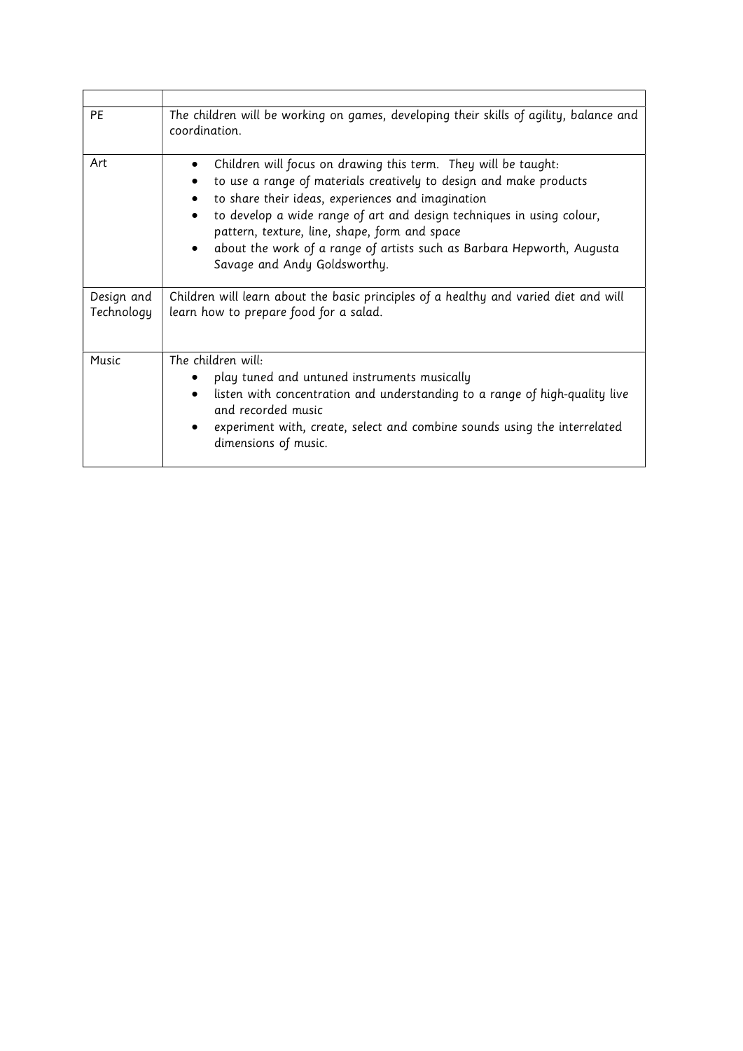| | |
|---|---|
| PE | The children will be working on games, developing their skills of agility, balance and coordination. |
| Art | • Children will focus on drawing this term. They will be taught:<br>• to use a range of materials creatively to design and make products<br>• to share their ideas, experiences and imagination<br>• to develop a wide range of art and design techniques in using colour, pattern, texture, line, shape, form and space<br>• about the work of a range of artists such as Barbara Hepworth, Augusta Savage and Andy Goldsworthy. |
| Design and Technology | Children will learn about the basic principles of a healthy and varied diet and will learn how to prepare food for a salad. |
| Music | The children will:<br>• play tuned and untuned instruments musically<br>• listen with concentration and understanding to a range of high-quality live and recorded music<br>• experiment with, create, select and combine sounds using the interrelated dimensions of music. |